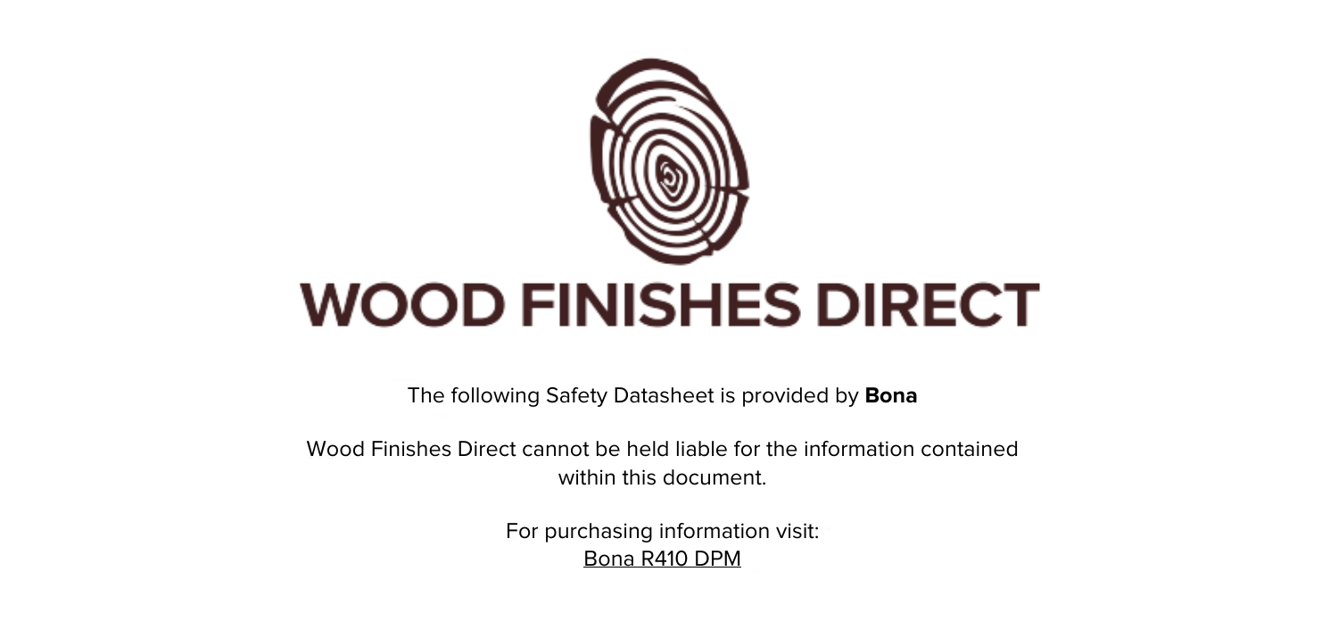# WOOD FINISHES DIRECT

The following Safety Datasheet is provided by **Bona**

Wood Finishes Direct cannot be held liable for the information contained within this document.

For purchasing information visit:
Bona R410 DPM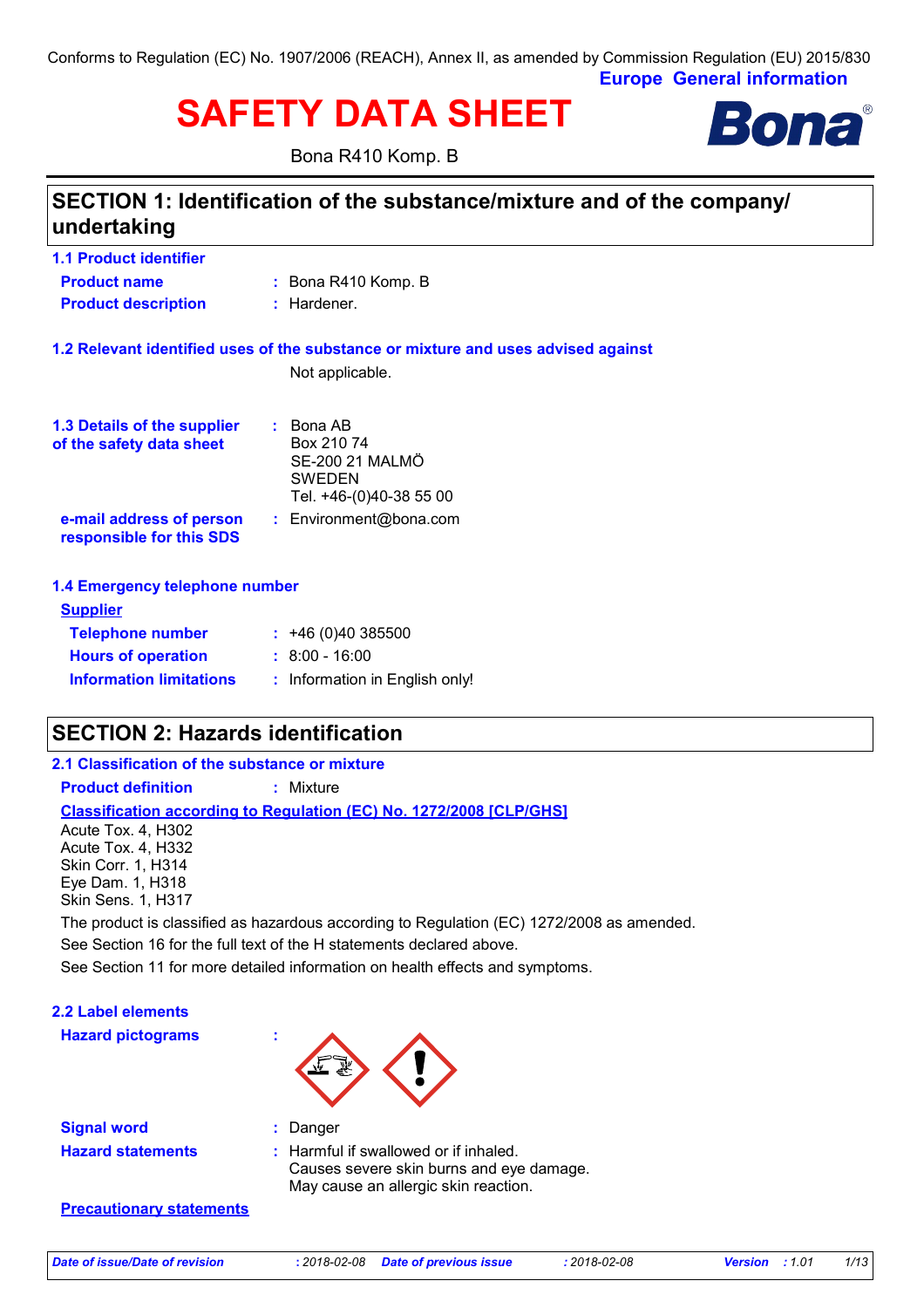Conforms to Regulation (EC) No. 1907/2006 (REACH), Annex II, as amended by Commission Regulation (EU) 2015/830

**Europe General information**

# SAFETY DATA SHEET

Bona R410 Komp. B

## SECTION 1: Identification of the substance/mixture and of the company/ undertaking

### 1.1 Product identifier

**Product name** : Bona R410 Komp. B

**Product description** : Hardener.

### 1.2 Relevant identified uses of the substance or mixture and uses advised against

Not applicable.

### 1.3 Details of the supplier of the safety data sheet

: Bona AB
Box 210 74
SE-200 21 MALMÖ
SWEDEN
Tel. +46-(0)40-38 55 00

**e-mail address of person responsible for this SDS** : Environment@bona.com

### 1.4 Emergency telephone number

**Supplier**

**Telephone number** : +46 (0)40 385500

**Hours of operation** : 8:00 - 16:00

**Information limitations** : Information in English only!

## SECTION 2: Hazards identification

### 2.1 Classification of the substance or mixture

**Product definition** : Mixture

**Classification according to Regulation (EC) No. 1272/2008 [CLP/GHS]**

Acute Tox. 4, H302
Acute Tox. 4, H332
Skin Corr. 1, H314
Eye Dam. 1, H318
Skin Sens. 1, H317

The product is classified as hazardous according to Regulation (EC) 1272/2008 as amended.

See Section 16 for the full text of the H statements declared above.

See Section 11 for more detailed information on health effects and symptoms.

### 2.2 Label elements

**Hazard pictograms** :

**Signal word** : Danger

**Hazard statements** : Harmful if swallowed or if inhaled.
Causes severe skin burns and eye damage.
May cause an allergic skin reaction.

**Precautionary statements**

*Date of issue/Date of revision* : 2018-02-08 *Date of previous issue* : 2018-02-08 *Version* : 1.01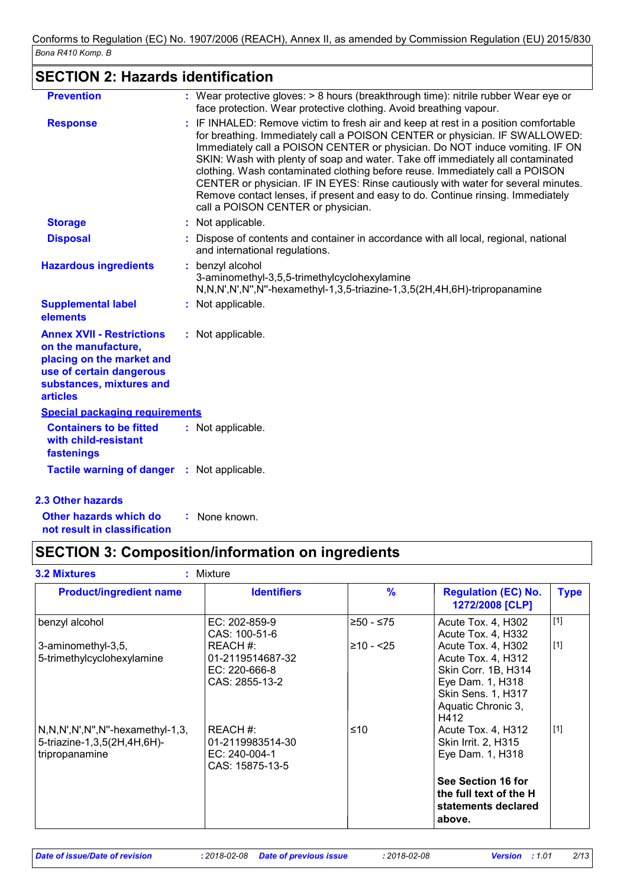## SECTION 2: Hazards identification

| | | |
|---|---|---|
| **Prevention** | : | Wear protective gloves: > 8 hours (breakthrough time): nitrile rubber Wear eye or face protection. Wear protective clothing. Avoid breathing vapour. |
| **Response** | : | IF INHALED: Remove victim to fresh air and keep at rest in a position comfortable for breathing. Immediately call a POISON CENTER or physician. IF SWALLOWED: Immediately call a POISON CENTER or physician. Do NOT induce vomiting. IF ON SKIN: Wash with plenty of soap and water. Take off immediately all contaminated clothing. Wash contaminated clothing before reuse. Immediately call a POISON CENTER or physician. IF IN EYES: Rinse cautiously with water for several minutes. Remove contact lenses, if present and easy to do. Continue rinsing. Immediately call a POISON CENTER or physician. |
| **Storage** | : | Not applicable. |
| **Disposal** | : | Dispose of contents and container in accordance with all local, regional, national and international regulations. |
| **Hazardous ingredients** | : | benzyl alcohol<br>3-aminomethyl-3,5,5-trimethylcyclohexylamine<br>N,N,N',N',N'',N''-hexamethyl-1,3,5-triazine-1,3,5(2H,4H,6H)-tripropanamine |
| **Supplemental label elements** | : | Not applicable. |
| **Annex XVII - Restrictions on the manufacture, placing on the market and use of certain dangerous substances, mixtures and articles** | : | Not applicable. |

**Special packaging requirements**

| | | |
|---|---|---|
| **Containers to be fitted with child-resistant fastenings** | : | Not applicable. |
| **Tactile warning of danger** | : | Not applicable. |

### 2.3 Other hazards

| | | |
|---|---|---|
| **Other hazards which do not result in classification** | : | None known. |

## SECTION 3: Composition/information on ingredients

**3.2 Mixtures** : Mixture

| Product/ingredient name | Identifiers | % | Regulation (EC) No. 1272/2008 [CLP] | Type |
|---|---|---|---|---|
| benzyl alcohol | EC: 202-859-9<br>CAS: 100-51-6 | ≥50 - ≤75 | Acute Tox. 4, H302<br>Acute Tox. 4, H332 | [1] |
| 3-aminomethyl-3,5,5-trimethylcyclohexylamine | REACH #: 01-2119514687-32<br>EC: 220-666-8<br>CAS: 2855-13-2 | ≥10 - <25 | Acute Tox. 4, H302<br>Acute Tox. 4, H312<br>Skin Corr. 1B, H314<br>Eye Dam. 1, H318<br>Skin Sens. 1, H317<br>Aquatic Chronic 3, H412 | [1] |
| N,N,N',N',N'',N''-hexamethyl-1,3,5-triazine-1,3,5(2H,4H,6H)-tripropanamine | REACH #: 01-2119983514-30<br>EC: 240-004-1<br>CAS: 15875-13-5 | ≤10 | Acute Tox. 4, H312<br>Skin Irrit. 2, H315<br>Eye Dam. 1, H318<br><br>**See Section 16 for the full text of the H statements declared above.** | [1] |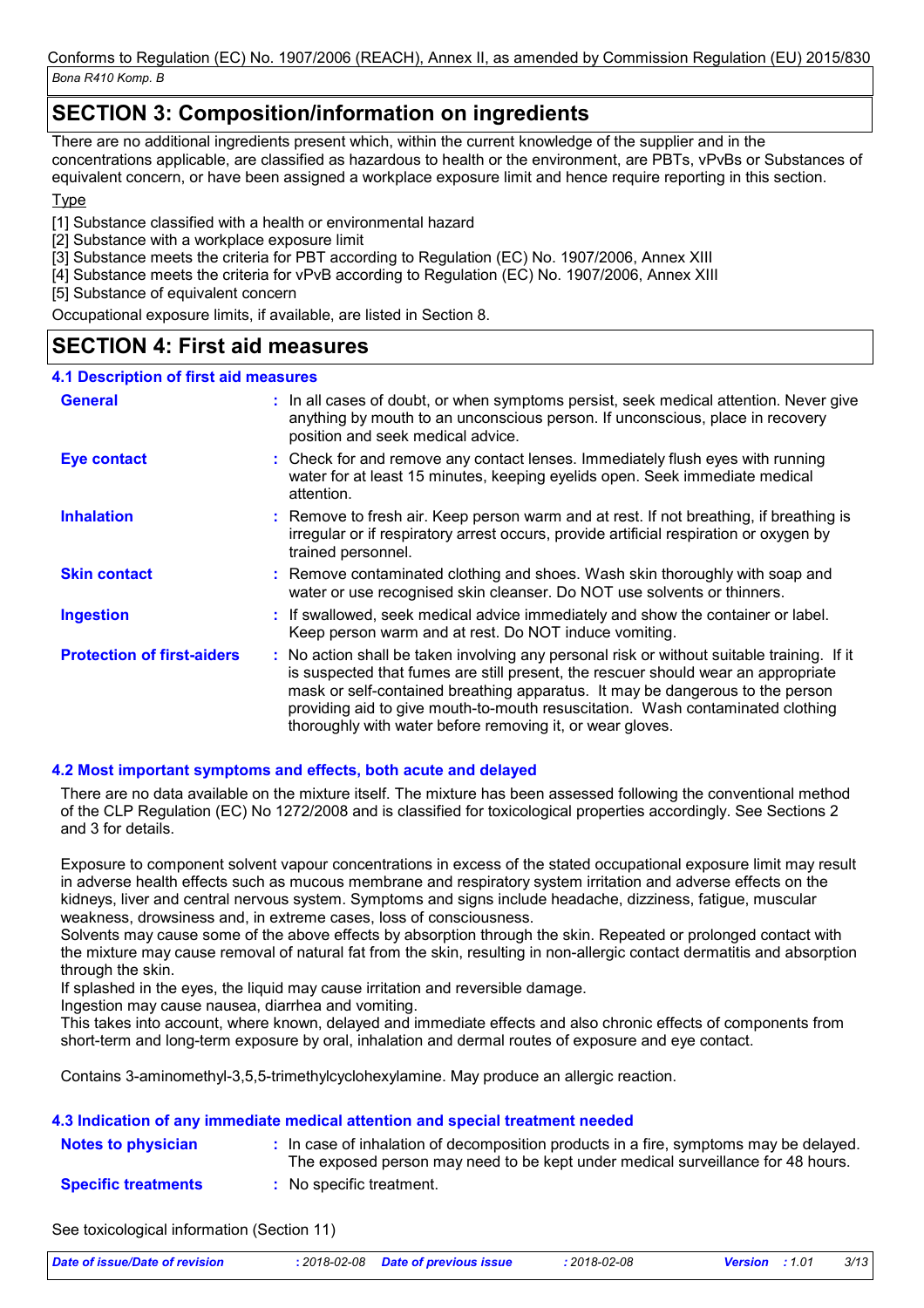## SECTION 3: Composition/information on ingredients

There are no additional ingredients present which, within the current knowledge of the supplier and in the concentrations applicable, are classified as hazardous to health or the environment, are PBTs, vPvBs or Substances of equivalent concern, or have been assigned a workplace exposure limit and hence require reporting in this section.

Type

[1] Substance classified with a health or environmental hazard
[2] Substance with a workplace exposure limit
[3] Substance meets the criteria for PBT according to Regulation (EC) No. 1907/2006, Annex XIII
[4] Substance meets the criteria for vPvB according to Regulation (EC) No. 1907/2006, Annex XIII
[5] Substance of equivalent concern

Occupational exposure limits, if available, are listed in Section 8.

## SECTION 4: First aid measures

### 4.1 Description of first aid measures

**General** : In all cases of doubt, or when symptoms persist, seek medical attention. Never give anything by mouth to an unconscious person. If unconscious, place in recovery position and seek medical advice.

**Eye contact** : Check for and remove any contact lenses. Immediately flush eyes with running water for at least 15 minutes, keeping eyelids open. Seek immediate medical attention.

**Inhalation** : Remove to fresh air. Keep person warm and at rest. If not breathing, if breathing is irregular or if respiratory arrest occurs, provide artificial respiration or oxygen by trained personnel.

**Skin contact** : Remove contaminated clothing and shoes. Wash skin thoroughly with soap and water or use recognised skin cleanser. Do NOT use solvents or thinners.

**Ingestion** : If swallowed, seek medical advice immediately and show the container or label. Keep person warm and at rest. Do NOT induce vomiting.

**Protection of first-aiders** : No action shall be taken involving any personal risk or without suitable training. If it is suspected that fumes are still present, the rescuer should wear an appropriate mask or self-contained breathing apparatus. It may be dangerous to the person providing aid to give mouth-to-mouth resuscitation. Wash contaminated clothing thoroughly with water before removing it, or wear gloves.

### 4.2 Most important symptoms and effects, both acute and delayed

There are no data available on the mixture itself. The mixture has been assessed following the conventional method of the CLP Regulation (EC) No 1272/2008 and is classified for toxicological properties accordingly. See Sections 2 and 3 for details.

Exposure to component solvent vapour concentrations in excess of the stated occupational exposure limit may result in adverse health effects such as mucous membrane and respiratory system irritation and adverse effects on the kidneys, liver and central nervous system. Symptoms and signs include headache, dizziness, fatigue, muscular weakness, drowsiness and, in extreme cases, loss of consciousness.
Solvents may cause some of the above effects by absorption through the skin. Repeated or prolonged contact with the mixture may cause removal of natural fat from the skin, resulting in non-allergic contact dermatitis and absorption through the skin.
If splashed in the eyes, the liquid may cause irritation and reversible damage.
Ingestion may cause nausea, diarrhea and vomiting.
This takes into account, where known, delayed and immediate effects and also chronic effects of components from short-term and long-term exposure by oral, inhalation and dermal routes of exposure and eye contact.

Contains 3-aminomethyl-3,5,5-trimethylcyclohexylamine. May produce an allergic reaction.

### 4.3 Indication of any immediate medical attention and special treatment needed

**Notes to physician** : In case of inhalation of decomposition products in a fire, symptoms may be delayed. The exposed person may need to be kept under medical surveillance for 48 hours.

**Specific treatments** : No specific treatment.

See toxicological information (Section 11)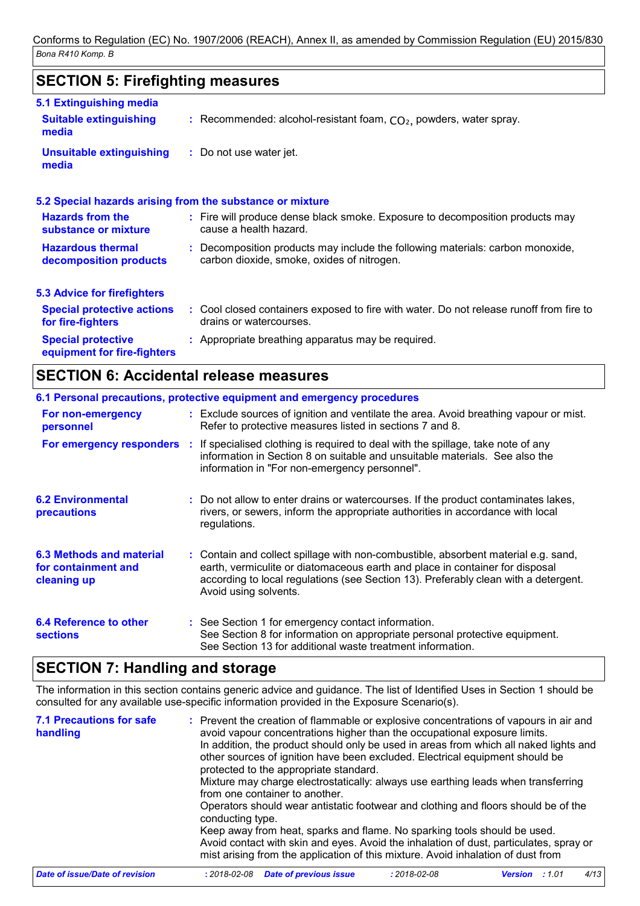## SECTION 5: Firefighting measures

### 5.1 Extinguishing media

**Suitable extinguishing media** : Recommended: alcohol-resistant foam, $CO_2$, powders, water spray.

**Unsuitable extinguishing media** : Do not use water jet.

### 5.2 Special hazards arising from the substance or mixture

**Hazards from the substance or mixture** : Fire will produce dense black smoke. Exposure to decomposition products may cause a health hazard.

**Hazardous thermal decomposition products** : Decomposition products may include the following materials: carbon monoxide, carbon dioxide, smoke, oxides of nitrogen.

### 5.3 Advice for firefighters

**Special protective actions for fire-fighters** : Cool closed containers exposed to fire with water. Do not release runoff from fire to drains or watercourses.

**Special protective equipment for fire-fighters** : Appropriate breathing apparatus may be required.

## SECTION 6: Accidental release measures

### 6.1 Personal precautions, protective equipment and emergency procedures

**For non-emergency personnel** : Exclude sources of ignition and ventilate the area. Avoid breathing vapour or mist. Refer to protective measures listed in sections 7 and 8.

**For emergency responders** : If specialised clothing is required to deal with the spillage, take note of any information in Section 8 on suitable and unsuitable materials. See also the information in "For non-emergency personnel".

**6.2 Environmental precautions** : Do not allow to enter drains or watercourses. If the product contaminates lakes, rivers, or sewers, inform the appropriate authorities in accordance with local regulations.

**6.3 Methods and material for containment and cleaning up** : Contain and collect spillage with non-combustible, absorbent material e.g. sand, earth, vermiculite or diatomaceous earth and place in container for disposal according to local regulations (see Section 13). Preferably clean with a detergent. Avoid using solvents.

**6.4 Reference to other sections** : See Section 1 for emergency contact information.
See Section 8 for information on appropriate personal protective equipment.
See Section 13 for additional waste treatment information.

## SECTION 7: Handling and storage

The information in this section contains generic advice and guidance. The list of Identified Uses in Section 1 should be consulted for any available use-specific information provided in the Exposure Scenario(s).

**7.1 Precautions for safe handling** : Prevent the creation of flammable or explosive concentrations of vapours in air and avoid vapour concentrations higher than the occupational exposure limits.
In addition, the product should only be used in areas from which all naked lights and other sources of ignition have been excluded. Electrical equipment should be protected to the appropriate standard.
Mixture may charge electrostatically: always use earthing leads when transferring from one container to another.
Operators should wear antistatic footwear and clothing and floors should be of the conducting type.
Keep away from heat, sparks and flame. No sparking tools should be used.
Avoid contact with skin and eyes. Avoid the inhalation of dust, particulates, spray or mist arising from the application of this mixture. Avoid inhalation of dust from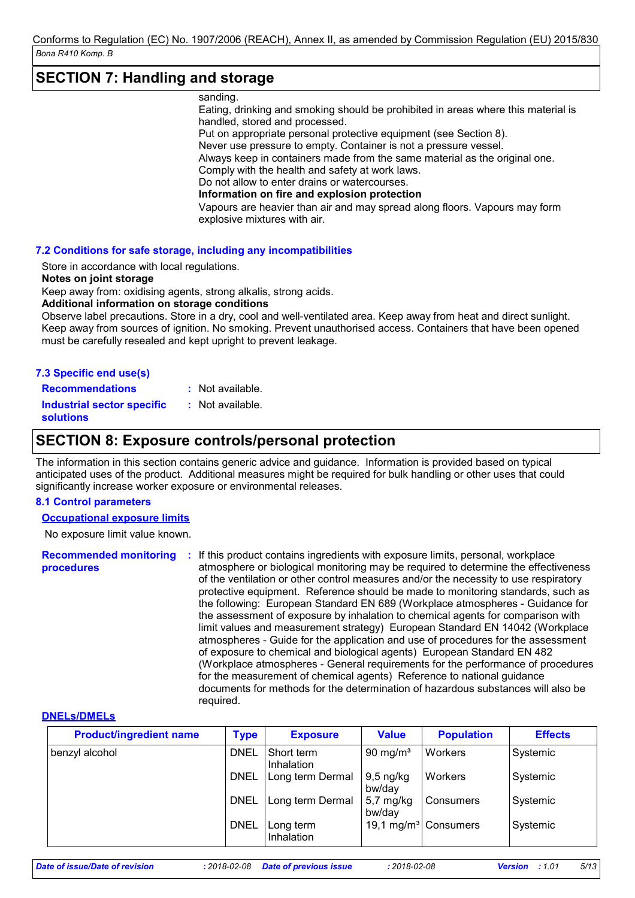## SECTION 7: Handling and storage

sanding.
Eating, drinking and smoking should be prohibited in areas where this material is handled, stored and processed.
Put on appropriate personal protective equipment (see Section 8).
Never use pressure to empty. Container is not a pressure vessel.
Always keep in containers made from the same material as the original one.
Comply with the health and safety at work laws.
Do not allow to enter drains or watercourses.

**Information on fire and explosion protection**

Vapours are heavier than air and may spread along floors. Vapours may form explosive mixtures with air.

### 7.2 Conditions for safe storage, including any incompatibilities

Store in accordance with local regulations.

**Notes on joint storage**

Keep away from: oxidising agents, strong alkalis, strong acids.

**Additional information on storage conditions**

Observe label precautions. Store in a dry, cool and well-ventilated area. Keep away from heat and direct sunlight. Keep away from sources of ignition. No smoking. Prevent unauthorised access. Containers that have been opened must be carefully resealed and kept upright to prevent leakage.

### 7.3 Specific end use(s)

**Recommendations** : Not available.

**Industrial sector specific solutions** : Not available.

## SECTION 8: Exposure controls/personal protection

The information in this section contains generic advice and guidance. Information is provided based on typical anticipated uses of the product. Additional measures might be required for bulk handling or other uses that could significantly increase worker exposure or environmental releases.

### 8.1 Control parameters

**Occupational exposure limits**

No exposure limit value known.

**Recommended monitoring procedures** : If this product contains ingredients with exposure limits, personal, workplace atmosphere or biological monitoring may be required to determine the effectiveness of the ventilation or other control measures and/or the necessity to use respiratory protective equipment. Reference should be made to monitoring standards, such as the following: European Standard EN 689 (Workplace atmospheres - Guidance for the assessment of exposure by inhalation to chemical agents for comparison with limit values and measurement strategy) European Standard EN 14042 (Workplace atmospheres - Guide for the application and use of procedures for the assessment of exposure to chemical and biological agents) European Standard EN 482 (Workplace atmospheres - General requirements for the performance of procedures for the measurement of chemical agents) Reference to national guidance documents for methods for the determination of hazardous substances will also be required.

**DNELs/DMELs**

| Product/ingredient name | Type | Exposure | Value | Population | Effects |
|---|---|---|---|---|---|
| benzyl alcohol | DNEL | Short term Inhalation | 90 mg/m³ | Workers | Systemic |
| | DNEL | Long term Dermal | 9,5 ng/kg bw/day | Workers | Systemic |
| | DNEL | Long term Dermal | 5,7 mg/kg bw/day | Consumers | Systemic |
| | DNEL | Long term Inhalation | 19,1 mg/m³ | Consumers | Systemic |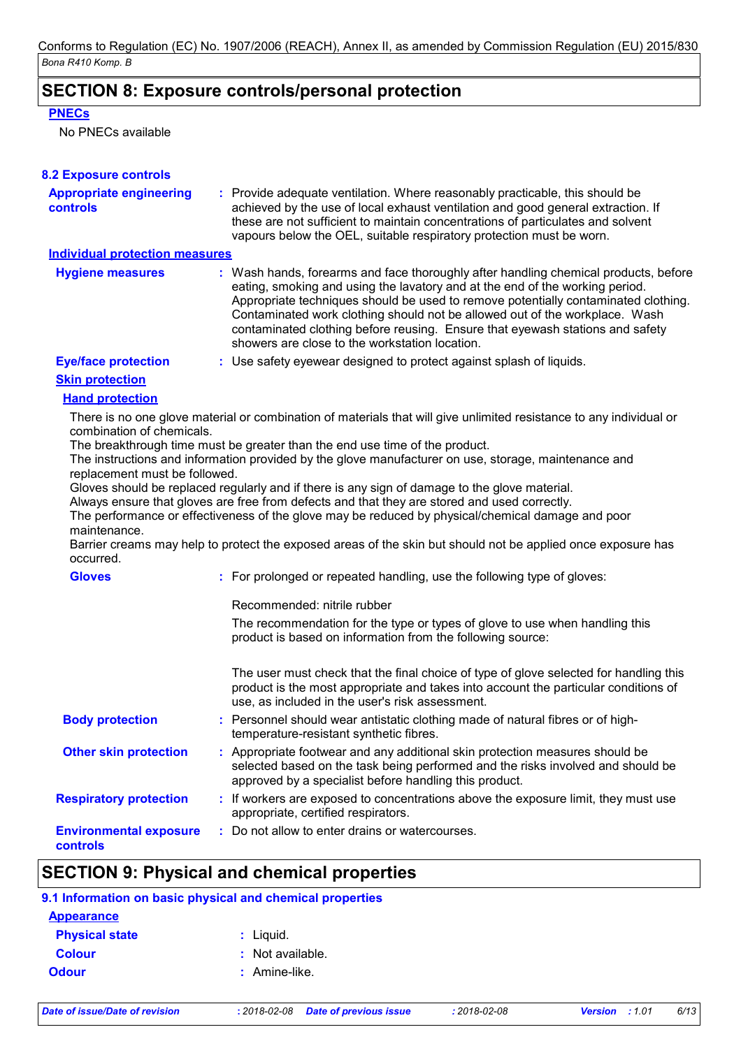## SECTION 8: Exposure controls/personal protection

**PNECs**

No PNECs available

### 8.2 Exposure controls

**Appropriate engineering controls** : Provide adequate ventilation. Where reasonably practicable, this should be achieved by the use of local exhaust ventilation and good general extraction. If these are not sufficient to maintain concentrations of particulates and solvent vapours below the OEL, suitable respiratory protection must be worn.

**Individual protection measures**

**Hygiene measures** : Wash hands, forearms and face thoroughly after handling chemical products, before eating, smoking and using the lavatory and at the end of the working period. Appropriate techniques should be used to remove potentially contaminated clothing. Contaminated work clothing should not be allowed out of the workplace. Wash contaminated clothing before reusing. Ensure that eyewash stations and safety showers are close to the workstation location.

**Eye/face protection** : Use safety eyewear designed to protect against splash of liquids.

**Skin protection**

**Hand protection**

There is no one glove material or combination of materials that will give unlimited resistance to any individual or combination of chemicals.
The breakthrough time must be greater than the end use time of the product.
The instructions and information provided by the glove manufacturer on use, storage, maintenance and replacement must be followed.
Gloves should be replaced regularly and if there is any sign of damage to the glove material.
Always ensure that gloves are free from defects and that they are stored and used correctly.
The performance or effectiveness of the glove may be reduced by physical/chemical damage and poor maintenance.
Barrier creams may help to protect the exposed areas of the skin but should not be applied once exposure has occurred.

**Gloves** : For prolonged or repeated handling, use the following type of gloves:

Recommended: nitrile rubber

The recommendation for the type or types of glove to use when handling this product is based on information from the following source:

The user must check that the final choice of type of glove selected for handling this product is the most appropriate and takes into account the particular conditions of use, as included in the user's risk assessment.

**Body protection** : Personnel should wear antistatic clothing made of natural fibres or of high-temperature-resistant synthetic fibres.

**Other skin protection** : Appropriate footwear and any additional skin protection measures should be selected based on the task being performed and the risks involved and should be approved by a specialist before handling this product.

**Respiratory protection** : If workers are exposed to concentrations above the exposure limit, they must use appropriate, certified respirators.

**Environmental exposure controls** : Do not allow to enter drains or watercourses.

## SECTION 9: Physical and chemical properties

### 9.1 Information on basic physical and chemical properties

**Appearance**

**Physical state** : Liquid.

**Colour** : Not available.

**Odour** : Amine-like.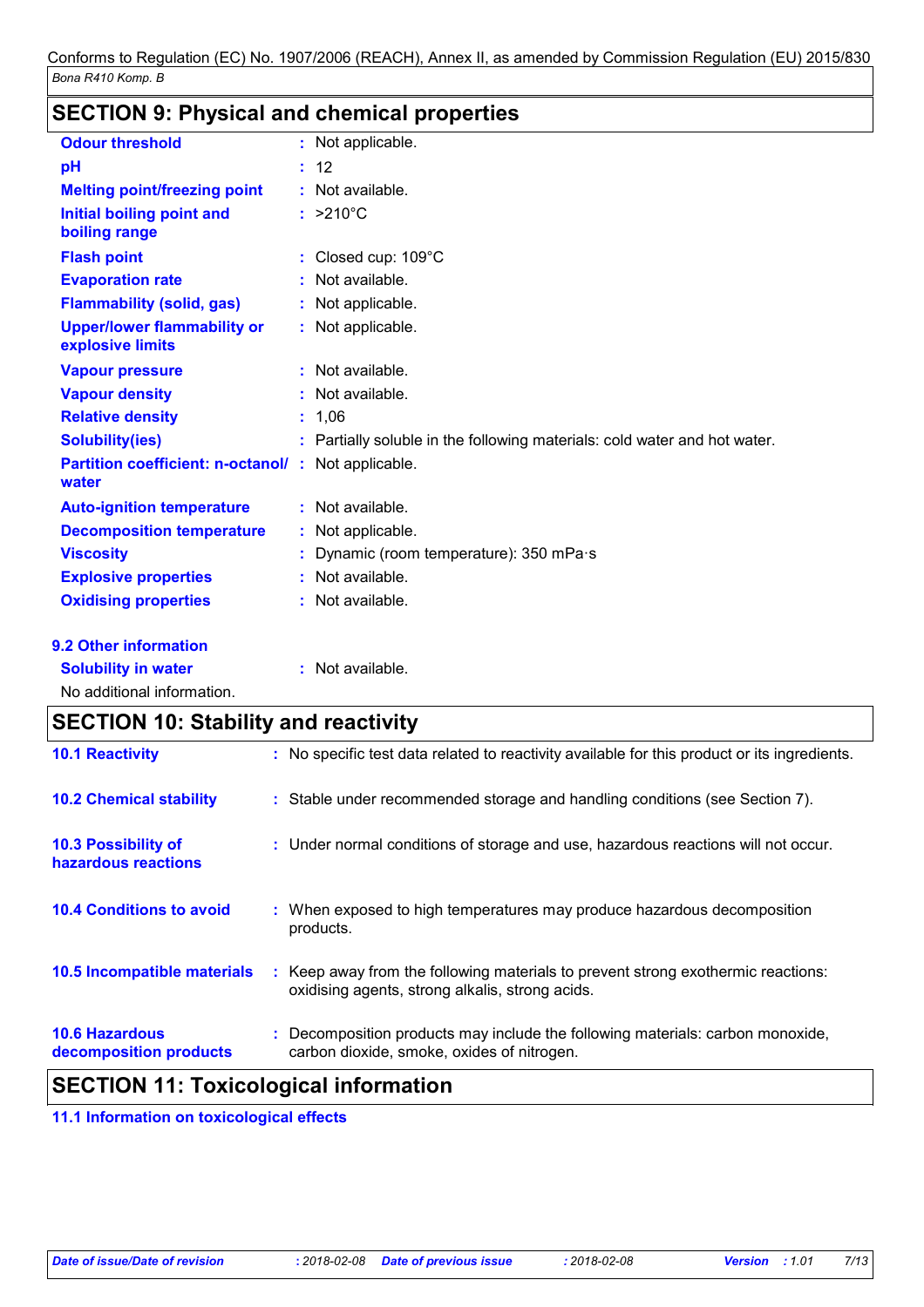## SECTION 9: Physical and chemical properties

| | | |
|---|---|---|
| **Odour threshold** | : | Not applicable. |
| **pH** | : | 12 |
| **Melting point/freezing point** | : | Not available. |
| **Initial boiling point and boiling range** | : | >210°C |
| **Flash point** | : | Closed cup: 109°C |
| **Evaporation rate** | : | Not available. |
| **Flammability (solid, gas)** | : | Not applicable. |
| **Upper/lower flammability or explosive limits** | : | Not applicable. |
| **Vapour pressure** | : | Not available. |
| **Vapour density** | : | Not available. |
| **Relative density** | : | 1,06 |
| **Solubility(ies)** | : | Partially soluble in the following materials: cold water and hot water. |
| **Partition coefficient: n-octanol/water** | : | Not applicable. |
| **Auto-ignition temperature** | : | Not available. |
| **Decomposition temperature** | : | Not applicable. |
| **Viscosity** | : | Dynamic (room temperature): 350 mPa·s |
| **Explosive properties** | : | Not available. |
| **Oxidising properties** | : | Not available. |

### 9.2 Other information

| | | |
|---|---|---|
| **Solubility in water** | : | Not available. |

No additional information.

## SECTION 10: Stability and reactivity

| | | |
|---|---|---|
| **10.1 Reactivity** | : | No specific test data related to reactivity available for this product or its ingredients. |
| **10.2 Chemical stability** | : | Stable under recommended storage and handling conditions (see Section 7). |
| **10.3 Possibility of hazardous reactions** | : | Under normal conditions of storage and use, hazardous reactions will not occur. |
| **10.4 Conditions to avoid** | : | When exposed to high temperatures may produce hazardous decomposition products. |
| **10.5 Incompatible materials** | : | Keep away from the following materials to prevent strong exothermic reactions: oxidising agents, strong alkalis, strong acids. |
| **10.6 Hazardous decomposition products** | : | Decomposition products may include the following materials: carbon monoxide, carbon dioxide, smoke, oxides of nitrogen. |

## SECTION 11: Toxicological information

### 11.1 Information on toxicological effects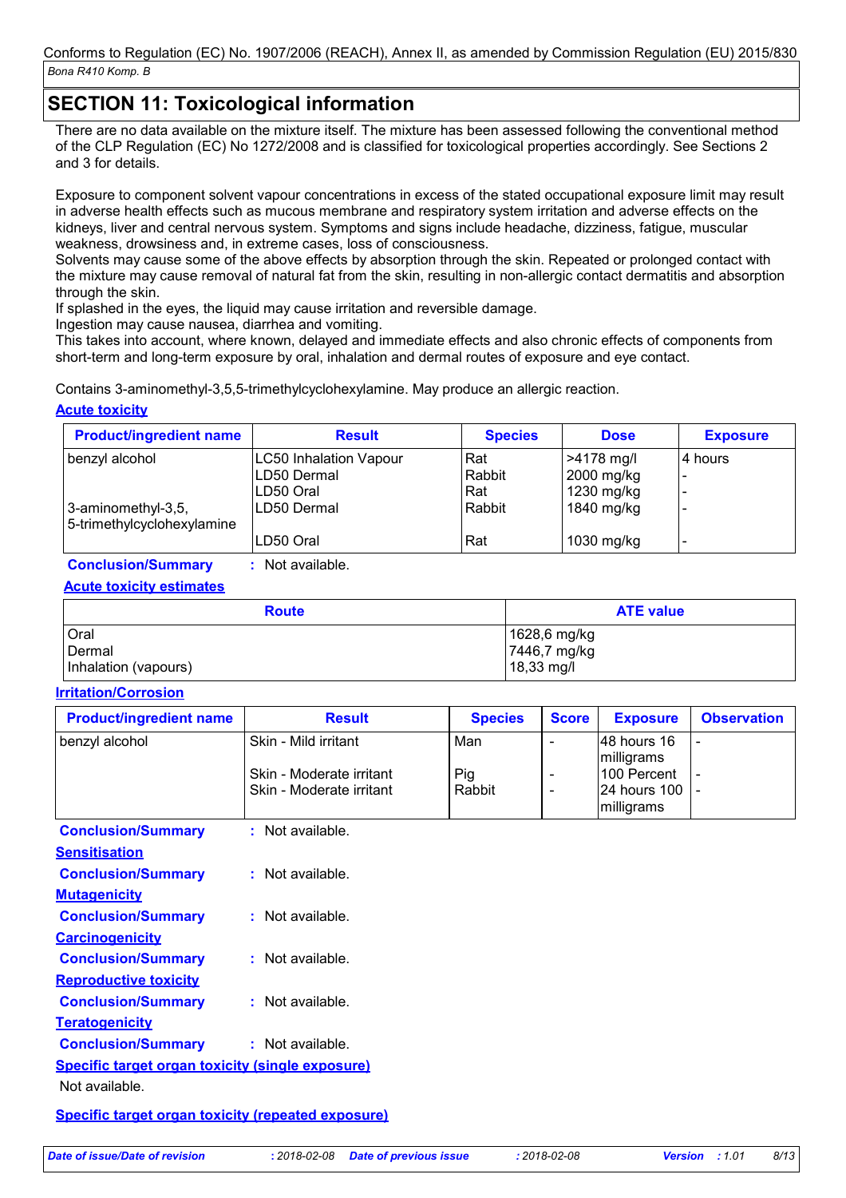## SECTION 11: Toxicological information

There are no data available on the mixture itself. The mixture has been assessed following the conventional method of the CLP Regulation (EC) No 1272/2008 and is classified for toxicological properties accordingly. See Sections 2 and 3 for details.

Exposure to component solvent vapour concentrations in excess of the stated occupational exposure limit may result in adverse health effects such as mucous membrane and respiratory system irritation and adverse effects on the kidneys, liver and central nervous system. Symptoms and signs include headache, dizziness, fatigue, muscular weakness, drowsiness and, in extreme cases, loss of consciousness.
Solvents may cause some of the above effects by absorption through the skin. Repeated or prolonged contact with the mixture may cause removal of natural fat from the skin, resulting in non-allergic contact dermatitis and absorption through the skin.
If splashed in the eyes, the liquid may cause irritation and reversible damage.
Ingestion may cause nausea, diarrhea and vomiting.
This takes into account, where known, delayed and immediate effects and also chronic effects of components from short-term and long-term exposure by oral, inhalation and dermal routes of exposure and eye contact.

Contains 3-aminomethyl-3,5,5-trimethylcyclohexylamine. May produce an allergic reaction.

**Acute toxicity**

| Product/ingredient name | Result | Species | Dose | Exposure |
|---|---|---|---|---|
| benzyl alcohol | LC50 Inhalation Vapour | Rat | >4178 mg/l | 4 hours |
| | LD50 Dermal | Rabbit | 2000 mg/kg | - |
| | LD50 Oral | Rat | 1230 mg/kg | - |
| 3-aminomethyl-3,5,5-trimethylcyclohexylamine | LD50 Dermal | Rabbit | 1840 mg/kg | - |
| | LD50 Oral | Rat | 1030 mg/kg | - |

**Conclusion/Summary** : Not available.

**Acute toxicity estimates**

| Route | ATE value |
|---|---|
| Oral | 1628,6 mg/kg |
| Dermal | 7446,7 mg/kg |
| Inhalation (vapours) | 18,33 mg/l |

**Irritation/Corrosion**

| Product/ingredient name | Result | Species | Score | Exposure | Observation |
|---|---|---|---|---|---|
| benzyl alcohol | Skin - Mild irritant | Man | - | 48 hours 16 milligrams | - |
| | Skin - Moderate irritant | Pig | - | 100 Percent | - |
| | Skin - Moderate irritant | Rabbit | - | 24 hours 100 milligrams | - |

**Conclusion/Summary** : Not available.

**Sensitisation**

**Conclusion/Summary** : Not available.

**Mutagenicity**

**Conclusion/Summary** : Not available.

**Carcinogenicity**

**Conclusion/Summary** : Not available.

**Reproductive toxicity**

**Conclusion/Summary** : Not available.

**Teratogenicity**

**Conclusion/Summary** : Not available.

**Specific target organ toxicity (single exposure)**

Not available.

**Specific target organ toxicity (repeated exposure)**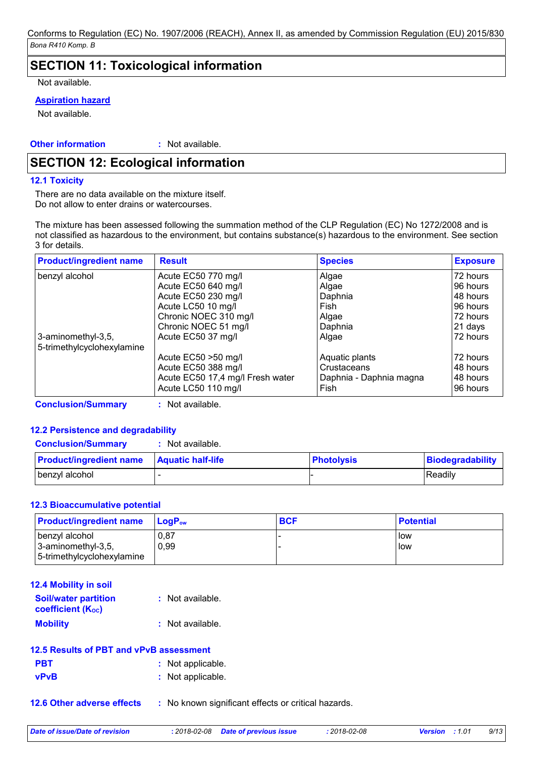## SECTION 11: Toxicological information

Not available.

**Aspiration hazard**

Not available.

**Other information** : Not available.

## SECTION 12: Ecological information

### 12.1 Toxicity

There are no data available on the mixture itself.
Do not allow to enter drains or watercourses.

The mixture has been assessed following the summation method of the CLP Regulation (EC) No 1272/2008 and is not classified as hazardous to the environment, but contains substance(s) hazardous to the environment. See section 3 for details.

| Product/ingredient name | Result | Species | Exposure |
|---|---|---|---|
| benzyl alcohol | Acute EC50 770 mg/l | Algae | 72 hours |
| | Acute EC50 640 mg/l | Algae | 96 hours |
| | Acute EC50 230 mg/l | Daphnia | 48 hours |
| | Acute LC50 10 mg/l | Fish | 96 hours |
| | Chronic NOEC 310 mg/l | Algae | 72 hours |
| | Chronic NOEC 51 mg/l | Daphnia | 21 days |
| 3-aminomethyl-3,5, 5-trimethylcyclohexylamine | Acute EC50 37 mg/l | Algae | 72 hours |
| | Acute EC50 >50 mg/l | Aquatic plants | 72 hours |
| | Acute EC50 388 mg/l | Crustaceans | 48 hours |
| | Acute EC50 17,4 mg/l Fresh water | Daphnia - Daphnia magna | 48 hours |
| | Acute LC50 110 mg/l | Fish | 96 hours |

**Conclusion/Summary** : Not available.

### 12.2 Persistence and degradability

**Conclusion/Summary** : Not available.

| Product/ingredient name | Aquatic half-life | Photolysis | Biodegradability |
|---|---|---|---|
| benzyl alcohol | - | - | Readily |

### 12.3 Bioaccumulative potential

| Product/ingredient name | $LogP_{ow}$ | BCF | Potential |
|---|---|---|---|
| benzyl alcohol | 0,87 | - | low |
| 3-aminomethyl-3,5, 5-trimethylcyclohexylamine | 0,99 | - | low |

### 12.4 Mobility in soil

**Soil/water partition coefficient ($K_{OC}$)** : Not available.

**Mobility** : Not available.

### 12.5 Results of PBT and vPvB assessment

**PBT** : Not applicable.

**vPvB** : Not applicable.

**12.6 Other adverse effects** : No known significant effects or critical hazards.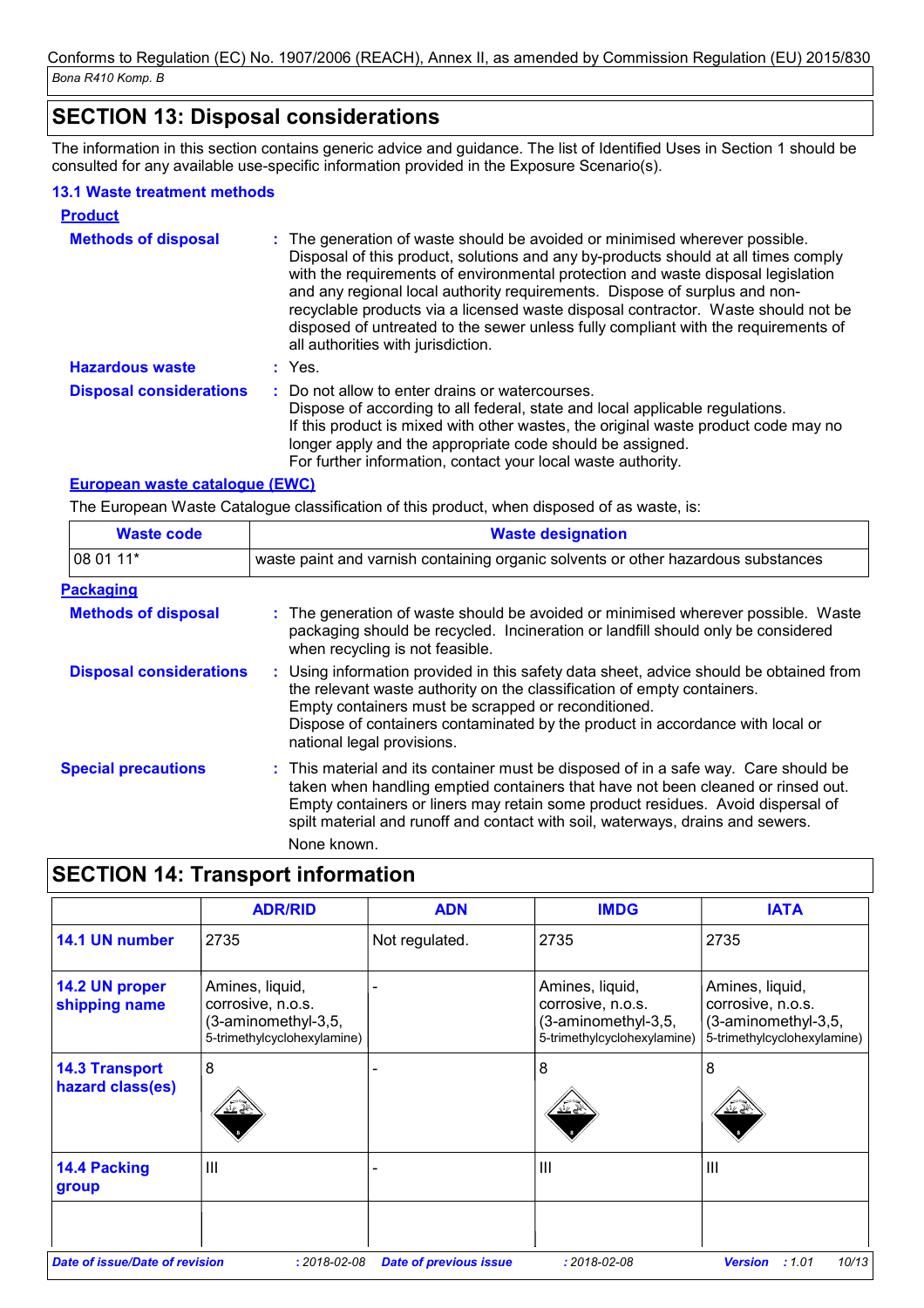## SECTION 13: Disposal considerations

The information in this section contains generic advice and guidance. The list of Identified Uses in Section 1 should be consulted for any available use-specific information provided in the Exposure Scenario(s).

### 13.1 Waste treatment methods

**Product**

**Methods of disposal** : The generation of waste should be avoided or minimised wherever possible. Disposal of this product, solutions and any by-products should at all times comply with the requirements of environmental protection and waste disposal legislation and any regional local authority requirements. Dispose of surplus and non-recyclable products via a licensed waste disposal contractor. Waste should not be disposed of untreated to the sewer unless fully compliant with the requirements of all authorities with jurisdiction.

**Hazardous waste** : Yes.

**Disposal considerations** : Do not allow to enter drains or watercourses.
Dispose of according to all federal, state and local applicable regulations.
If this product is mixed with other wastes, the original waste product code may no longer apply and the appropriate code should be assigned.
For further information, contact your local waste authority.

**European waste catalogue (EWC)**

The European Waste Catalogue classification of this product, when disposed of as waste, is:

| Waste code | Waste designation |
|---|---|
| 08 01 11* | waste paint and varnish containing organic solvents or other hazardous substances |

**Packaging**

**Methods of disposal** : The generation of waste should be avoided or minimised wherever possible. Waste packaging should be recycled. Incineration or landfill should only be considered when recycling is not feasible.

**Disposal considerations** : Using information provided in this safety data sheet, advice should be obtained from the relevant waste authority on the classification of empty containers.
Empty containers must be scrapped or reconditioned.
Dispose of containers contaminated by the product in accordance with local or national legal provisions.

**Special precautions** : This material and its container must be disposed of in a safe way. Care should be taken when handling emptied containers that have not been cleaned or rinsed out. Empty containers or liners may retain some product residues. Avoid dispersal of spilt material and runoff and contact with soil, waterways, drains and sewers.
None known.

## SECTION 14: Transport information

| | ADR/RID | ADN | IMDG | IATA |
|---|---|---|---|---|
| **14.1 UN number** | 2735 | Not regulated. | 2735 | 2735 |
| **14.2 UN proper shipping name** | Amines, liquid, corrosive, n.o.s. (3-aminomethyl-3,5, 5-trimethylcyclohexylamine) | - | Amines, liquid, corrosive, n.o.s. (3-aminomethyl-3,5, 5-trimethylcyclohexylamine) | Amines, liquid, corrosive, n.o.s. (3-aminomethyl-3,5, 5-trimethylcyclohexylamine) |
| **14.3 Transport hazard class(es)** | 8 | - | 8 | 8 |
| **14.4 Packing group** | III | - | III | III |
| | | | | |

Date of issue/Date of revision : 2018-02-08 Date of previous issue : 2018-02-08 Version : 1.01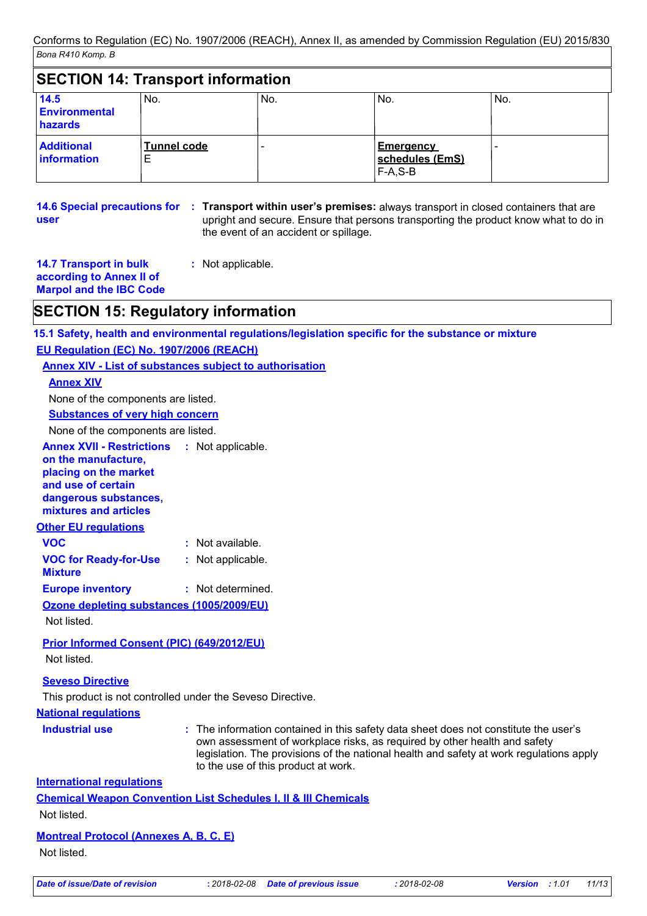## SECTION 14: Transport information

| | | | | |
|---|---|---|---|---|
| **14.5 Environmental hazards** | No. | No. | No. | No. |
| **Additional information** | **Tunnel code** E | - | **Emergency schedules (EmS)** F-A,S-B | - |

**14.6 Special precautions for user** : **Transport within user's premises:** always transport in closed containers that are upright and secure. Ensure that persons transporting the product know what to do in the event of an accident or spillage.

**14.7 Transport in bulk according to Annex II of Marpol and the IBC Code** : Not applicable.

## SECTION 15: Regulatory information

### 15.1 Safety, health and environmental regulations/legislation specific for the substance or mixture

**EU Regulation (EC) No. 1907/2006 (REACH)**

**Annex XIV - List of substances subject to authorisation**

**Annex XIV**

None of the components are listed.

**Substances of very high concern**

None of the components are listed.

**Annex XVII - Restrictions on the manufacture, placing on the market and use of certain dangerous substances, mixtures and articles** : Not applicable.

**Other EU regulations**

**VOC** : Not available.

**VOC for Ready-for-Use Mixture** : Not applicable.

**Europe inventory** : Not determined.

**Ozone depleting substances (1005/2009/EU)**

Not listed.

**Prior Informed Consent (PIC) (649/2012/EU)**

Not listed.

**Seveso Directive**

This product is not controlled under the Seveso Directive.

**National regulations**

**Industrial use** : The information contained in this safety data sheet does not constitute the user's own assessment of workplace risks, as required by other health and safety legislation. The provisions of the national health and safety at work regulations apply to the use of this product at work.

**International regulations**

**Chemical Weapon Convention List Schedules I, II & III Chemicals**

Not listed.

**Montreal Protocol (Annexes A, B, C, E)**

Not listed.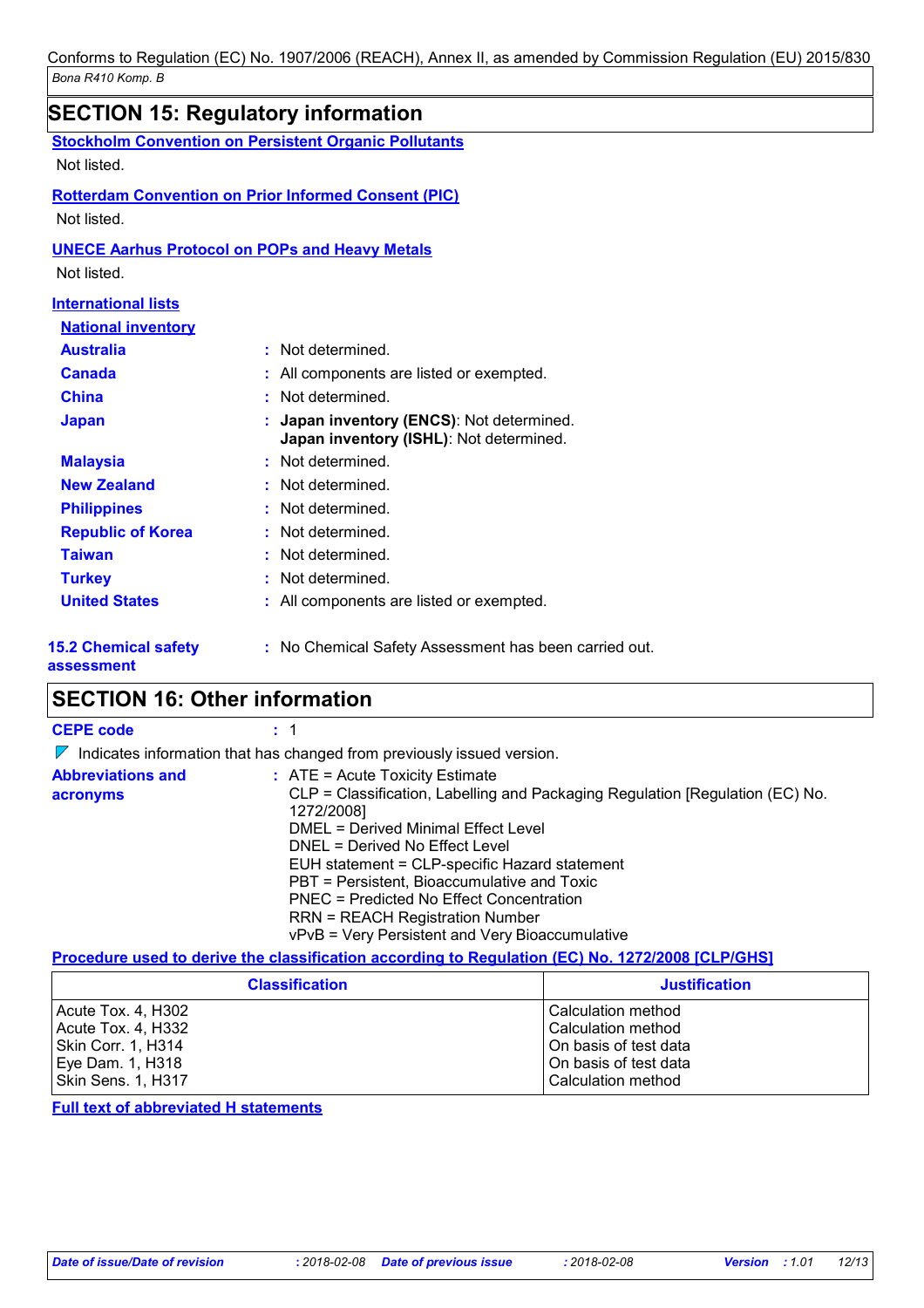## SECTION 15: Regulatory information

**Stockholm Convention on Persistent Organic Pollutants**

Not listed.

**Rotterdam Convention on Prior Informed Consent (PIC)**

Not listed.

**UNECE Aarhus Protocol on POPs and Heavy Metals**

Not listed.

**International lists**

**National inventory**

| | |
|---|---|
| **Australia** | : Not determined. |
| **Canada** | : All components are listed or exempted. |
| **China** | : Not determined. |
| **Japan** | : **Japan inventory (ENCS)**: Not determined. **Japan inventory (ISHL)**: Not determined. |
| **Malaysia** | : Not determined. |
| **New Zealand** | : Not determined. |
| **Philippines** | : Not determined. |
| **Republic of Korea** | : Not determined. |
| **Taiwan** | : Not determined. |
| **Turkey** | : Not determined. |
| **United States** | : All components are listed or exempted. |

**15.2 Chemical safety assessment** : No Chemical Safety Assessment has been carried out.

## SECTION 16: Other information

**CEPE code** : 1

◤ Indicates information that has changed from previously issued version.

**Abbreviations and acronyms** :
ATE = Acute Toxicity Estimate
CLP = Classification, Labelling and Packaging Regulation [Regulation (EC) No. 1272/2008]
DMEL = Derived Minimal Effect Level
DNEL = Derived No Effect Level
EUH statement = CLP-specific Hazard statement
PBT = Persistent, Bioaccumulative and Toxic
PNEC = Predicted No Effect Concentration
RRN = REACH Registration Number
vPvB = Very Persistent and Very Bioaccumulative

**Procedure used to derive the classification according to Regulation (EC) No. 1272/2008 [CLP/GHS]**

| Classification | Justification |
|---|---|
| Acute Tox. 4, H302 | Calculation method |
| Acute Tox. 4, H332 | Calculation method |
| Skin Corr. 1, H314 | On basis of test data |
| Eye Dam. 1, H318 | On basis of test data |
| Skin Sens. 1, H317 | Calculation method |

**Full text of abbreviated H statements**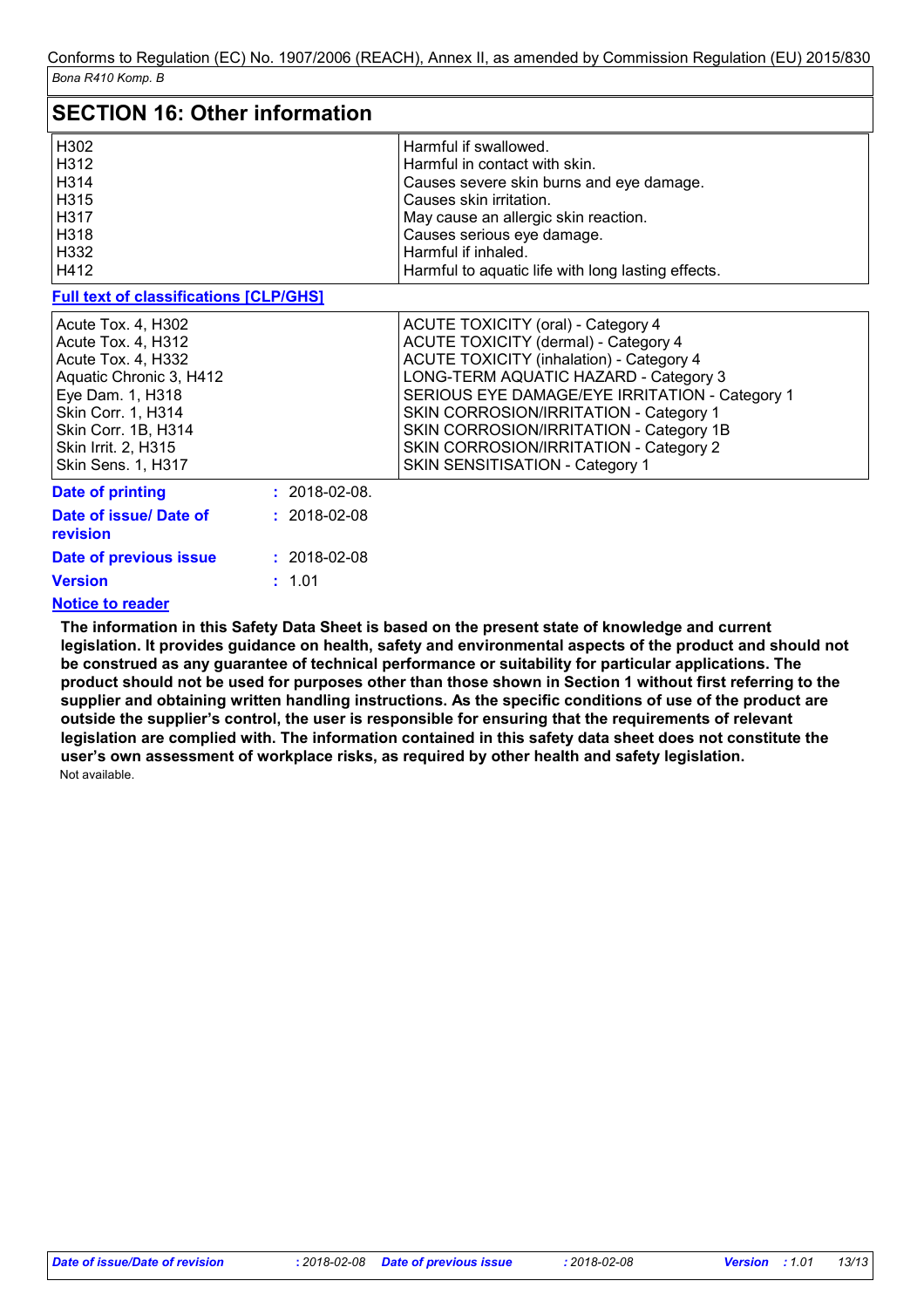## SECTION 16: Other information

| | |
|---|---|
| H302 | Harmful if swallowed. |
| H312 | Harmful in contact with skin. |
| H314 | Causes severe skin burns and eye damage. |
| H315 | Causes skin irritation. |
| H317 | May cause an allergic skin reaction. |
| H318 | Causes serious eye damage. |
| H332 | Harmful if inhaled. |
| H412 | Harmful to aquatic life with long lasting effects. |

**Full text of classifications [CLP/GHS]**

| | |
|---|---|
| Acute Tox. 4, H302 | ACUTE TOXICITY (oral) - Category 4 |
| Acute Tox. 4, H312 | ACUTE TOXICITY (dermal) - Category 4 |
| Acute Tox. 4, H332 | ACUTE TOXICITY (inhalation) - Category 4 |
| Aquatic Chronic 3, H412 | LONG-TERM AQUATIC HAZARD - Category 3 |
| Eye Dam. 1, H318 | SERIOUS EYE DAMAGE/EYE IRRITATION - Category 1 |
| Skin Corr. 1, H314 | SKIN CORROSION/IRRITATION - Category 1 |
| Skin Corr. 1B, H314 | SKIN CORROSION/IRRITATION - Category 1B |
| Skin Irrit. 2, H315 | SKIN CORROSION/IRRITATION - Category 2 |
| Skin Sens. 1, H317 | SKIN SENSITISATION - Category 1 |

**Date of printing** : 2018-02-08.

**Date of issue/ Date of revision** : 2018-02-08

**Date of previous issue** : 2018-02-08

**Version** : 1.01

**Notice to reader**

**The information in this Safety Data Sheet is based on the present state of knowledge and current legislation. It provides guidance on health, safety and environmental aspects of the product and should not be construed as any guarantee of technical performance or suitability for particular applications. The product should not be used for purposes other than those shown in Section 1 without first referring to the supplier and obtaining written handling instructions. As the specific conditions of use of the product are outside the supplier's control, the user is responsible for ensuring that the requirements of relevant legislation are complied with. The information contained in this safety data sheet does not constitute the user's own assessment of workplace risks, as required by other health and safety legislation.**

Not available.